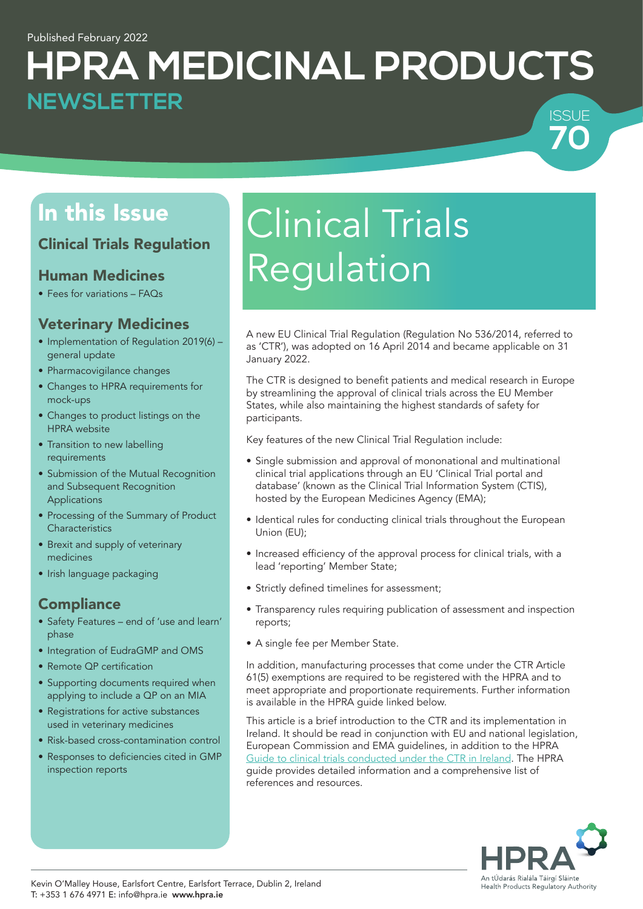Published February 2022

# HPRA MEDICINAL PRODUCTS NEWSLETTER

ISSUE 70

## In this Issue

### Clinical Trials Regulation

### Human Medicines

- Fees for variations – FAQs

### Veterinary Medicines

- Implementation of Regulation 2019(6) – general update
- Pharmacovigilance changes
- Changes to HPRA requirements for mock-ups
- Changes to product listings on the HPRA website
- Transition to new labelling requirements
- Submission of the Mutual Recognition and Subsequent Recognition Applications
- Processing of the Summary of Product Characteristics
- Brexit and supply of veterinary medicines
- Irish language packaging

### Compliance

- Safety Features – end of 'use and learn' phase
- Integration of EudraGMP and OMS
- Remote QP certification
- Supporting documents required when applying to include a QP on an MIA
- Registrations for active substances used in veterinary medicines
- Risk-based cross-contamination control
- Responses to deficiencies cited in GMP inspection reports

# Clinical Trials Regulation

A new EU Clinical Trial Regulation (Regulation No 536/2014, referred to as 'CTR'), was adopted on 16 April 2014 and became applicable on 31 January 2022.

The CTR is designed to benefit patients and medical research in Europe by streamlining the approval of clinical trials across the EU Member States, while also maintaining the highest standards of safety for participants.

Key features of the new Clinical Trial Regulation include:

- Single submission and approval of mononational and multinational clinical trial applications through an EU 'Clinical Trial portal and database' (known as the Clinical Trial Information System (CTIS), hosted by the European Medicines Agency (EMA);
- Identical rules for conducting clinical trials throughout the European Union (EU);
- Increased efficiency of the approval process for clinical trials, with a lead 'reporting' Member State;
- Strictly defined timelines for assessment;
- Transparency rules requiring publication of assessment and inspection reports;
- A single fee per Member State.

In addition, manufacturing processes that come under the CTR Article 61(5) exemptions are required to be registered with the HPRA and to meet appropriate and proportionate requirements. Further information is available in the HPRA guide linked below.

This article is a brief introduction to the CTR and its implementation in Ireland. It should be read in conjunction with EU and national legislation, European Commission and EMA guidelines, in addition to the HPRA Guide to clinical trials conducted under the CTR in Ireland. The HPRA guide provides detailed information and a comprehensive list of references and resources.

Kevin O'Malley House, Earlsfort Centre, Earlsfort Terrace, Dublin 2, Ireland
T: +353 1 676 4971 E: info@hpra.ie **www.hpra.ie**

HPRA
An tÚdarás Rialála Táirgí Sláinte
Health Products Regulatory Authority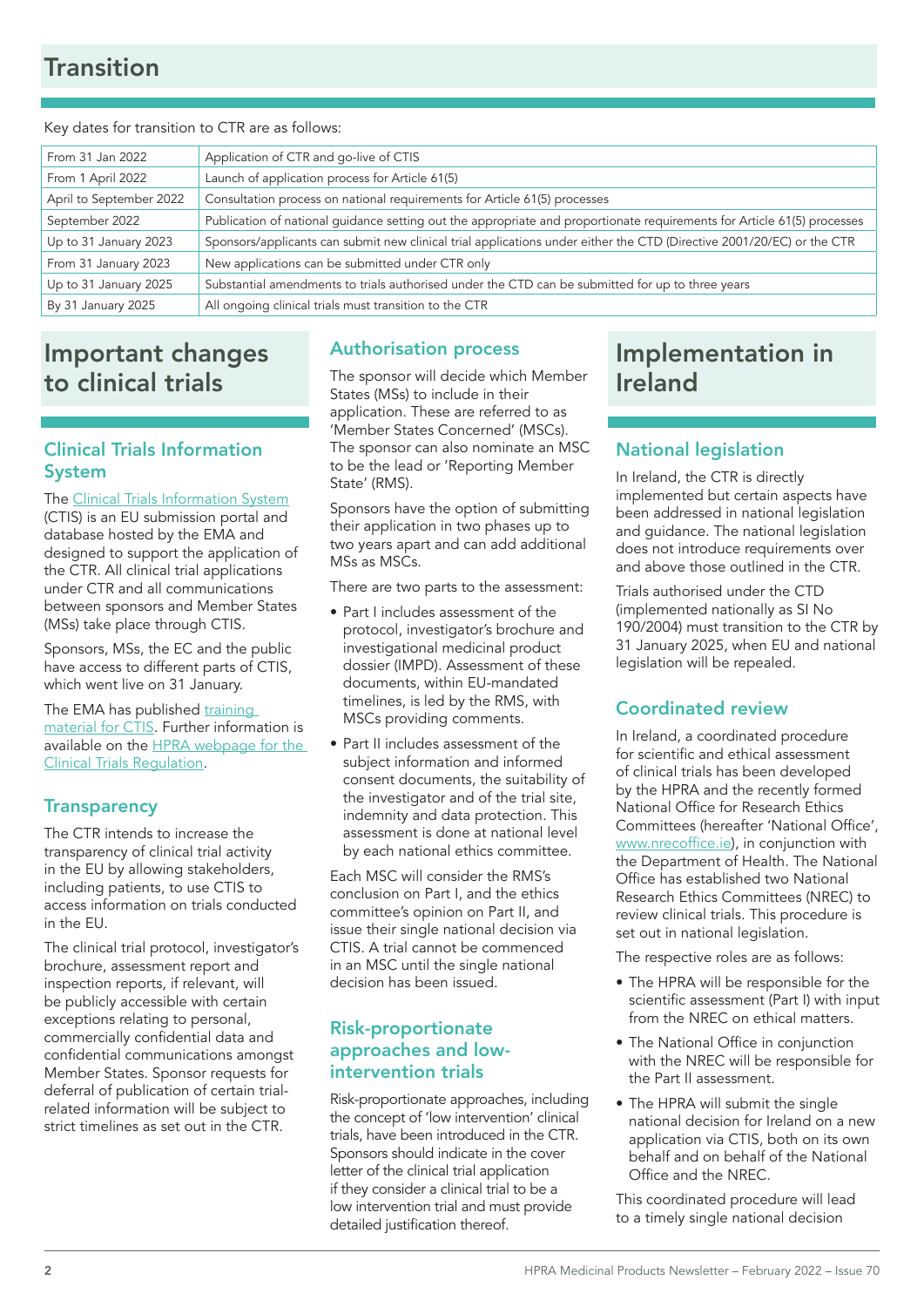# Transition

Key dates for transition to CTR are as follows:

| | |
|---|---|
| From 31 Jan 2022 | Application of CTR and go-live of CTIS |
| From 1 April 2022 | Launch of application process for Article 61(5) |
| April to September 2022 | Consultation process on national requirements for Article 61(5) processes |
| September 2022 | Publication of national guidance setting out the appropriate and proportionate requirements for Article 61(5) processes |
| Up to 31 January 2023 | Sponsors/applicants can submit new clinical trial applications under either the CTD (Directive 2001/20/EC) or the CTR |
| From 31 January 2023 | New applications can be submitted under CTR only |
| Up to 31 January 2025 | Substantial amendments to trials authorised under the CTD can be submitted for up to three years |
| By 31 January 2025 | All ongoing clinical trials must transition to the CTR |

# Important changes to clinical trials

## Clinical Trials Information System

The Clinical Trials Information System (CTIS) is an EU submission portal and database hosted by the EMA and designed to support the application of the CTR. All clinical trial applications under CTR and all communications between sponsors and Member States (MSs) take place through CTIS.

Sponsors, MSs, the EC and the public have access to different parts of CTIS, which went live on 31 January.

The EMA has published training material for CTIS. Further information is available on the HPRA webpage for the Clinical Trials Regulation.

## Transparency

The CTR intends to increase the transparency of clinical trial activity in the EU by allowing stakeholders, including patients, to use CTIS to access information on trials conducted in the EU.

The clinical trial protocol, investigator's brochure, assessment report and inspection reports, if relevant, will be publicly accessible with certain exceptions relating to personal, commercially confidential data and confidential communications amongst Member States. Sponsor requests for deferral of publication of certain trial-related information will be subject to strict timelines as set out in the CTR.

## Authorisation process

The sponsor will decide which Member States (MSs) to include in their application. These are referred to as 'Member States Concerned' (MSCs). The sponsor can also nominate an MSC to be the lead or 'Reporting Member State' (RMS).

Sponsors have the option of submitting their application in two phases up to two years apart and can add additional MSs as MSCs.

There are two parts to the assessment:

- Part I includes assessment of the protocol, investigator's brochure and investigational medicinal product dossier (IMPD). Assessment of these documents, within EU-mandated timelines, is led by the RMS, with MSCs providing comments.
- Part II includes assessment of the subject information and informed consent documents, the suitability of the investigator and of the trial site, indemnity and data protection. This assessment is done at national level by each national ethics committee.

Each MSC will consider the RMS's conclusion on Part I, and the ethics committee's opinion on Part II, and issue their single national decision via CTIS. A trial cannot be commenced in an MSC until the single national decision has been issued.

## Risk-proportionate approaches and low-intervention trials

Risk-proportionate approaches, including the concept of 'low intervention' clinical trials, have been introduced in the CTR. Sponsors should indicate in the cover letter of the clinical trial application if they consider a clinical trial to be a low intervention trial and must provide detailed justification thereof.

# Implementation in Ireland

## National legislation

In Ireland, the CTR is directly implemented but certain aspects have been addressed in national legislation and guidance. The national legislation does not introduce requirements over and above those outlined in the CTR.

Trials authorised under the CTD (implemented nationally as SI No 190/2004) must transition to the CTR by 31 January 2025, when EU and national legislation will be repealed.

## Coordinated review

In Ireland, a coordinated procedure for scientific and ethical assessment of clinical trials has been developed by the HPRA and the recently formed National Office for Research Ethics Committees (hereafter 'National Office', www.nrecoffice.ie), in conjunction with the Department of Health. The National Office has established two National Research Ethics Committees (NREC) to review clinical trials. This procedure is set out in national legislation.

The respective roles are as follows:

- The HPRA will be responsible for the scientific assessment (Part I) with input from the NREC on ethical matters.
- The National Office in conjunction with the NREC will be responsible for the Part II assessment.
- The HPRA will submit the single national decision for Ireland on a new application via CTIS, both on its own behalf and on behalf of the National Office and the NREC.

This coordinated procedure will lead to a timely single national decision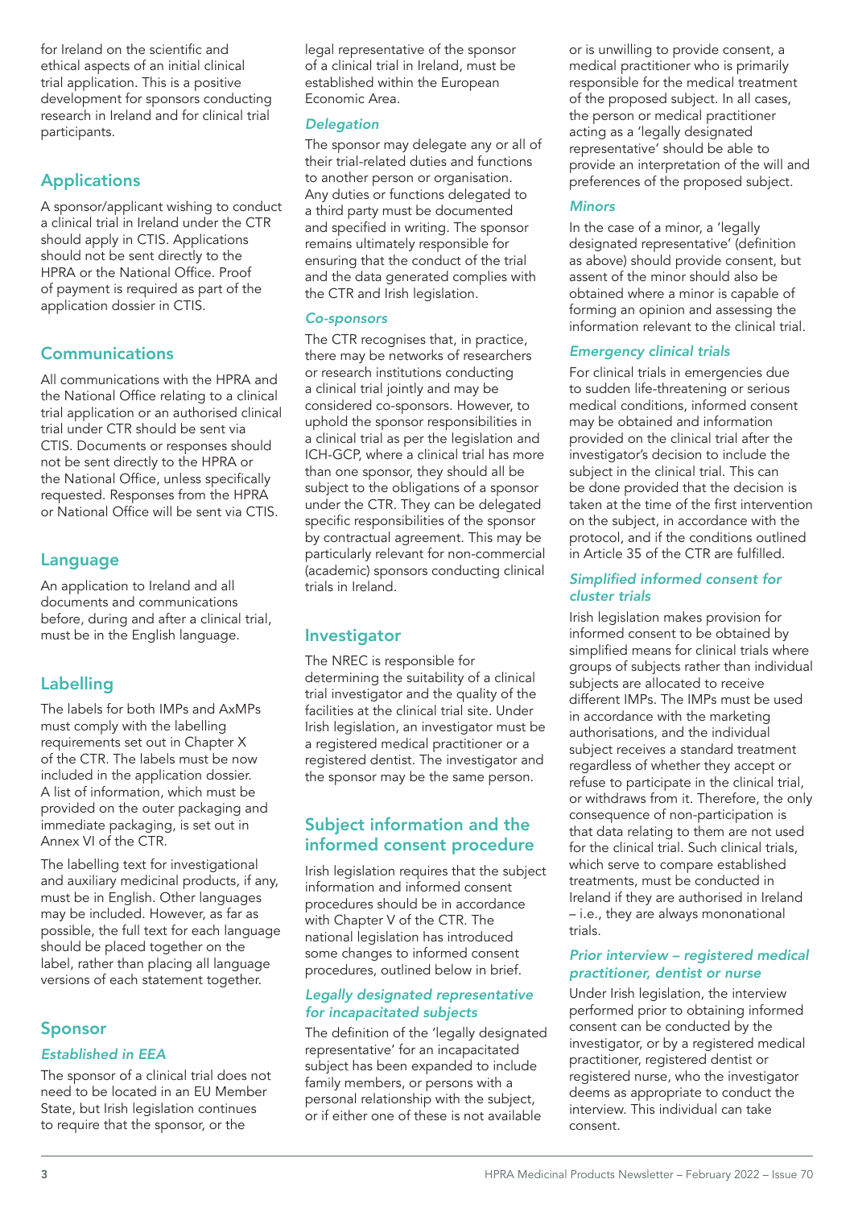for Ireland on the scientific and ethical aspects of an initial clinical trial application. This is a positive development for sponsors conducting research in Ireland and for clinical trial participants.

## Applications

A sponsor/applicant wishing to conduct a clinical trial in Ireland under the CTR should apply in CTIS. Applications should not be sent directly to the HPRA or the National Office. Proof of payment is required as part of the application dossier in CTIS.

## Communications

All communications with the HPRA and the National Office relating to a clinical trial application or an authorised clinical trial under CTR should be sent via CTIS. Documents or responses should not be sent directly to the HPRA or the National Office, unless specifically requested. Responses from the HPRA or National Office will be sent via CTIS.

## Language

An application to Ireland and all documents and communications before, during and after a clinical trial, must be in the English language.

## Labelling

The labels for both IMPs and AxMPs must comply with the labelling requirements set out in Chapter X of the CTR. The labels must be now included in the application dossier. A list of information, which must be provided on the outer packaging and immediate packaging, is set out in Annex VI of the CTR.

The labelling text for investigational and auxiliary medicinal products, if any, must be in English. Other languages may be included. However, as far as possible, the full text for each language should be placed together on the label, rather than placing all language versions of each statement together.

## Sponsor

### *Established in EEA*

The sponsor of a clinical trial does not need to be located in an EU Member State, but Irish legislation continues to require that the sponsor, or the legal representative of the sponsor of a clinical trial in Ireland, must be established within the European Economic Area.

### *Delegation*

The sponsor may delegate any or all of their trial-related duties and functions to another person or organisation. Any duties or functions delegated to a third party must be documented and specified in writing. The sponsor remains ultimately responsible for ensuring that the conduct of the trial and the data generated complies with the CTR and Irish legislation.

### *Co-sponsors*

The CTR recognises that, in practice, there may be networks of researchers or research institutions conducting a clinical trial jointly and may be considered co-sponsors. However, to uphold the sponsor responsibilities in a clinical trial as per the legislation and ICH-GCP, where a clinical trial has more than one sponsor, they should all be subject to the obligations of a sponsor under the CTR. They can be delegated specific responsibilities of the sponsor by contractual agreement. This may be particularly relevant for non-commercial (academic) sponsors conducting clinical trials in Ireland.

## Investigator

The NREC is responsible for determining the suitability of a clinical trial investigator and the quality of the facilities at the clinical trial site. Under Irish legislation, an investigator must be a registered medical practitioner or a registered dentist. The investigator and the sponsor may be the same person.

## Subject information and the informed consent procedure

Irish legislation requires that the subject information and informed consent procedures should be in accordance with Chapter V of the CTR. The national legislation has introduced some changes to informed consent procedures, outlined below in brief.

### *Legally designated representative for incapacitated subjects*

The definition of the 'legally designated representative' for an incapacitated subject has been expanded to include family members, or persons with a personal relationship with the subject, or if either one of these is not available or is unwilling to provide consent, a medical practitioner who is primarily responsible for the medical treatment of the proposed subject. In all cases, the person or medical practitioner acting as a 'legally designated representative' should be able to provide an interpretation of the will and preferences of the proposed subject.

### *Minors*

In the case of a minor, a 'legally designated representative' (definition as above) should provide consent, but assent of the minor should also be obtained where a minor is capable of forming an opinion and assessing the information relevant to the clinical trial.

### *Emergency clinical trials*

For clinical trials in emergencies due to sudden life-threatening or serious medical conditions, informed consent may be obtained and information provided on the clinical trial after the investigator's decision to include the subject in the clinical trial. This can be done provided that the decision is taken at the time of the first intervention on the subject, in accordance with the protocol, and if the conditions outlined in Article 35 of the CTR are fulfilled.

### *Simplified informed consent for cluster trials*

Irish legislation makes provision for informed consent to be obtained by simplified means for clinical trials where groups of subjects rather than individual subjects are allocated to receive different IMPs. The IMPs must be used in accordance with the marketing authorisations, and the individual subject receives a standard treatment regardless of whether they accept or refuse to participate in the clinical trial, or withdraws from it. Therefore, the only consequence of non-participation is that data relating to them are not used for the clinical trial. Such clinical trials, which serve to compare established treatments, must be conducted in Ireland if they are authorised in Ireland – i.e., they are always mononational trials.

### *Prior interview – registered medical practitioner, dentist or nurse*

Under Irish legislation, the interview performed prior to obtaining informed consent can be conducted by the investigator, or by a registered medical practitioner, registered dentist or registered nurse, who the investigator deems as appropriate to conduct the interview. This individual can take consent.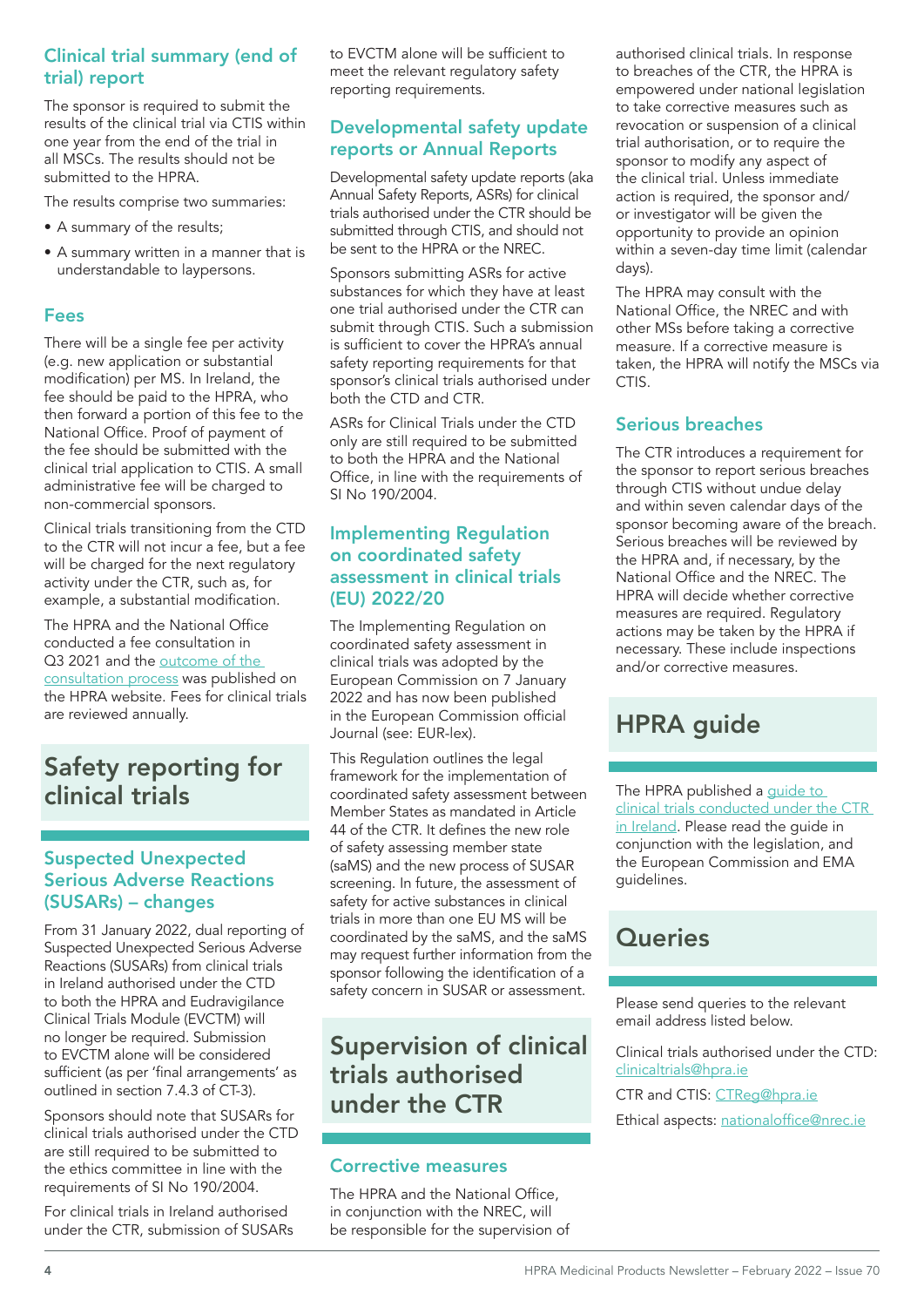### Clinical trial summary (end of trial) report

The sponsor is required to submit the results of the clinical trial via CTIS within one year from the end of the trial in all MSCs. The results should not be submitted to the HPRA.

The results comprise two summaries:

- A summary of the results;
- A summary written in a manner that is understandable to laypersons.

### Fees

There will be a single fee per activity (e.g. new application or substantial modification) per MS. In Ireland, the fee should be paid to the HPRA, who then forward a portion of this fee to the National Office. Proof of payment of the fee should be submitted with the clinical trial application to CTIS. A small administrative fee will be charged to non-commercial sponsors.

Clinical trials transitioning from the CTD to the CTR will not incur a fee, but a fee will be charged for the next regulatory activity under the CTR, such as, for example, a substantial modification.

The HPRA and the National Office conducted a fee consultation in Q3 2021 and the outcome of the consultation process was published on the HPRA website. Fees for clinical trials are reviewed annually.

## Safety reporting for clinical trials

### Suspected Unexpected Serious Adverse Reactions (SUSARs) – changes

From 31 January 2022, dual reporting of Suspected Unexpected Serious Adverse Reactions (SUSARs) from clinical trials in Ireland authorised under the CTD to both the HPRA and Eudravigilance Clinical Trials Module (EVCTM) will no longer be required. Submission to EVCTM alone will be considered sufficient (as per 'final arrangements' as outlined in section 7.4.3 of CT-3).

Sponsors should note that SUSARs for clinical trials authorised under the CTD are still required to be submitted to the ethics committee in line with the requirements of SI No 190/2004.

For clinical trials in Ireland authorised under the CTR, submission of SUSARs to EVCTM alone will be sufficient to meet the relevant regulatory safety reporting requirements.

### Developmental safety update reports or Annual Reports

Developmental safety update reports (aka Annual Safety Reports, ASRs) for clinical trials authorised under the CTR should be submitted through CTIS, and should not be sent to the HPRA or the NREC.

Sponsors submitting ASRs for active substances for which they have at least one trial authorised under the CTR can submit through CTIS. Such a submission is sufficient to cover the HPRA's annual safety reporting requirements for that sponsor's clinical trials authorised under both the CTD and CTR.

ASRs for Clinical Trials under the CTD only are still required to be submitted to both the HPRA and the National Office, in line with the requirements of SI No 190/2004.

### Implementing Regulation on coordinated safety assessment in clinical trials (EU) 2022/20

The Implementing Regulation on coordinated safety assessment in clinical trials was adopted by the European Commission on 7 January 2022 and has now been published in the European Commission official Journal (see: EUR-lex).

This Regulation outlines the legal framework for the implementation of coordinated safety assessment between Member States as mandated in Article 44 of the CTR. It defines the new role of safety assessing member state (saMS) and the new process of SUSAR screening. In future, the assessment of safety for active substances in clinical trials in more than one EU MS will be coordinated by the saMS, and the saMS may request further information from the sponsor following the identification of a safety concern in SUSAR or assessment.

## Supervision of clinical trials authorised under the CTR

### Corrective measures

The HPRA and the National Office, in conjunction with the NREC, will be responsible for the supervision of authorised clinical trials. In response to breaches of the CTR, the HPRA is empowered under national legislation to take corrective measures such as revocation or suspension of a clinical trial authorisation, or to require the sponsor to modify any aspect of the clinical trial. Unless immediate action is required, the sponsor and/or investigator will be given the opportunity to provide an opinion within a seven-day time limit (calendar days).

The HPRA may consult with the National Office, the NREC and with other MSs before taking a corrective measure. If a corrective measure is taken, the HPRA will notify the MSCs via CTIS.

### Serious breaches

The CTR introduces a requirement for the sponsor to report serious breaches through CTIS without undue delay and within seven calendar days of the sponsor becoming aware of the breach. Serious breaches will be reviewed by the HPRA and, if necessary, by the National Office and the NREC. The HPRA will decide whether corrective measures are required. Regulatory actions may be taken by the HPRA if necessary. These include inspections and/or corrective measures.

## HPRA guide

The HPRA published a guide to clinical trials conducted under the CTR in Ireland. Please read the guide in conjunction with the legislation, and the European Commission and EMA guidelines.

## Queries

Please send queries to the relevant email address listed below.

Clinical trials authorised under the CTD: clinicaltrials@hpra.ie

CTR and CTIS: CTReg@hpra.ie

Ethical aspects: nationaloffice@nrec.ie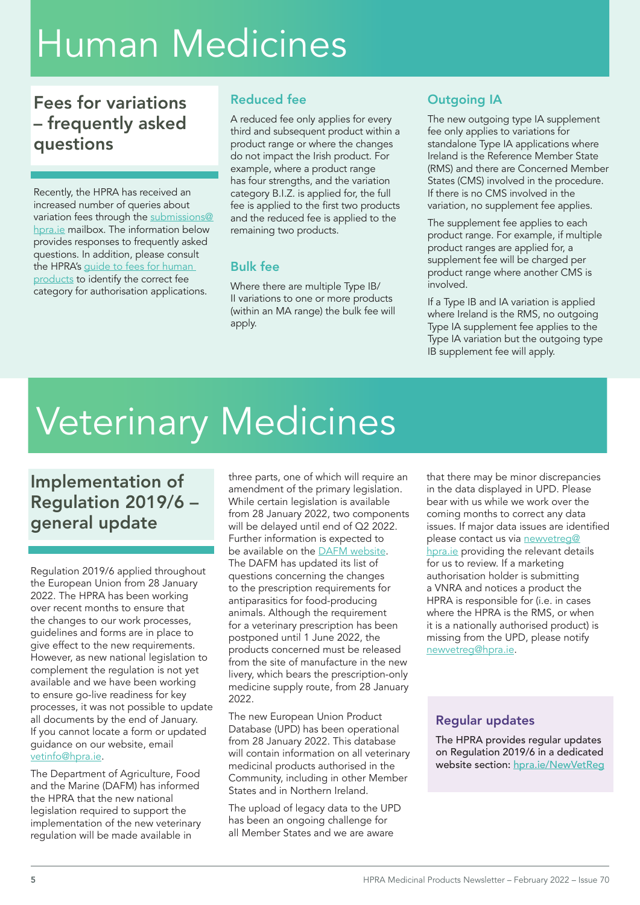# Human Medicines

## Fees for variations – frequently asked questions

Recently, the HPRA has received an increased number of queries about variation fees through the submissions@hpra.ie mailbox. The information below provides responses to frequently asked questions. In addition, please consult the HPRA's guide to fees for human products to identify the correct fee category for authorisation applications.

### Reduced fee

A reduced fee only applies for every third and subsequent product within a product range or where the changes do not impact the Irish product. For example, where a product range has four strengths, and the variation category B.I.Z. is applied for, the full fee is applied to the first two products and the reduced fee is applied to the remaining two products.

### Bulk fee

Where there are multiple Type IB/II variations to one or more products (within an MA range) the bulk fee will apply.

### Outgoing IA

The new outgoing type IA supplement fee only applies to variations for standalone Type IA applications where Ireland is the Reference Member State (RMS) and there are Concerned Member States (CMS) involved in the procedure. If there is no CMS involved in the variation, no supplement fee applies.

The supplement fee applies to each product range. For example, if multiple product ranges are applied for, a supplement fee will be charged per product range where another CMS is involved.

If a Type IB and IA variation is applied where Ireland is the RMS, no outgoing Type IA supplement fee applies to the Type IA variation but the outgoing type IB supplement fee will apply.

# Veterinary Medicines

## Implementation of Regulation 2019/6 – general update

Regulation 2019/6 applied throughout the European Union from 28 January 2022. The HPRA has been working over recent months to ensure that the changes to our work processes, guidelines and forms are in place to give effect to the new requirements. However, as new national legislation to complement the regulation is not yet available and we have been working to ensure go-live readiness for key processes, it was not possible to update all documents by the end of January. If you cannot locate a form or updated guidance on our website, email vetinfo@hpra.ie.

The Department of Agriculture, Food and the Marine (DAFM) has informed the HPRA that the new national legislation required to support the implementation of the new veterinary regulation will be made available in three parts, one of which will require an amendment of the primary legislation. While certain legislation is available from 28 January 2022, two components will be delayed until end of Q2 2022. Further information is expected to be available on the DAFM website. The DAFM has updated its list of questions concerning the changes to the prescription requirements for antiparasitics for food-producing animals. Although the requirement for a veterinary prescription has been postponed until 1 June 2022, the products concerned must be released from the site of manufacture in the new livery, which bears the prescription-only medicine supply route, from 28 January 2022.

The new European Union Product Database (UPD) has been operational from 28 January 2022. This database will contain information on all veterinary medicinal products authorised in the Community, including in other Member States and in Northern Ireland.

The upload of legacy data to the UPD has been an ongoing challenge for all Member States and we are aware that there may be minor discrepancies in the data displayed in UPD. Please bear with us while we work over the coming months to correct any data issues. If major data issues are identified please contact us via newvetreg@hpra.ie providing the relevant details for us to review. If a marketing authorisation holder is submitting a VNRA and notices a product the HPRA is responsible for (i.e. in cases where the HPRA is the RMS, or when it is a nationally authorised product) is missing from the UPD, please notify newvetreg@hpra.ie.

### Regular updates

The HPRA provides regular updates on Regulation 2019/6 in a dedicated website section: hpra.ie/NewVetReg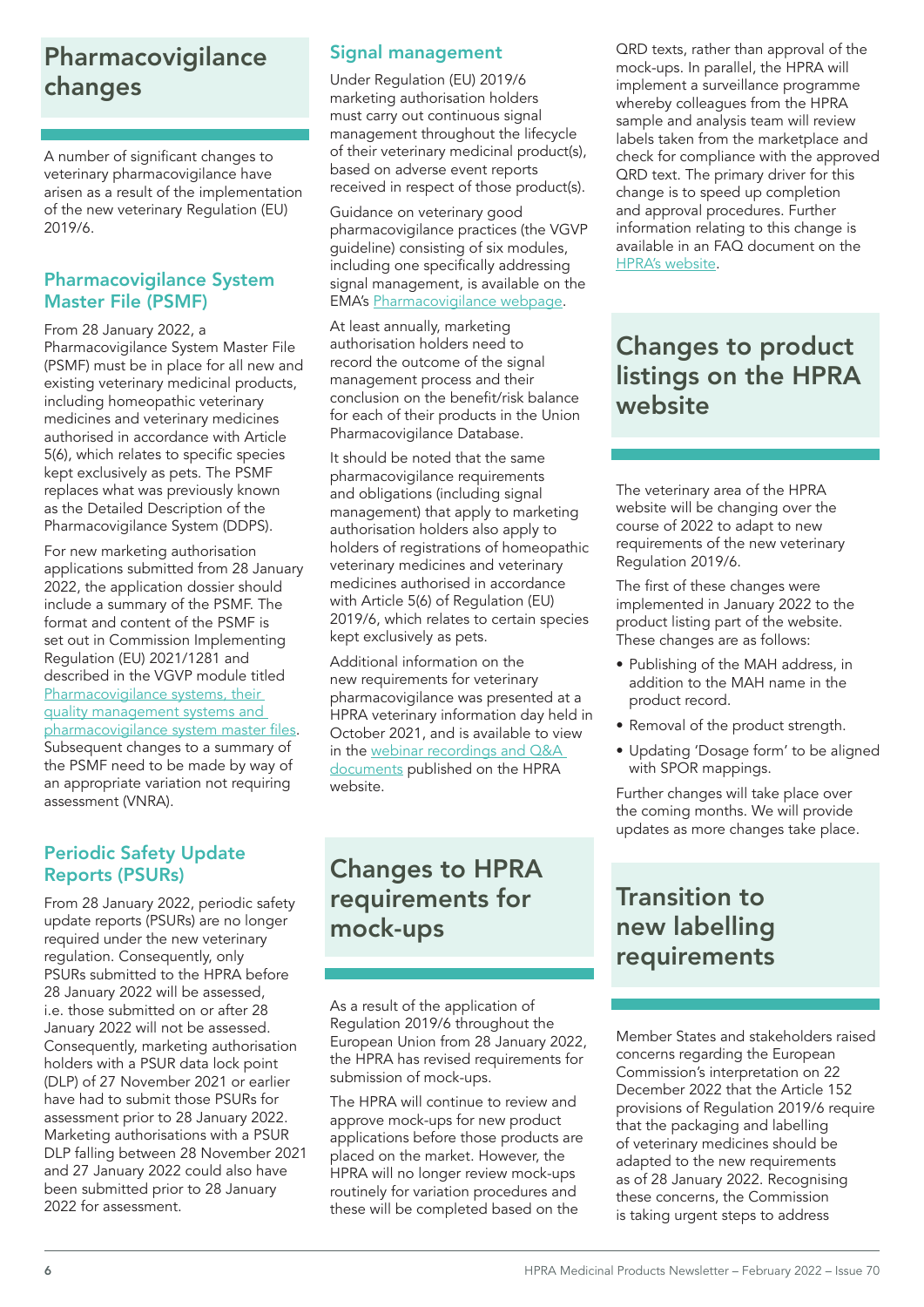# Pharmacovigilance changes

A number of significant changes to veterinary pharmacovigilance have arisen as a result of the implementation of the new veterinary Regulation (EU) 2019/6.

## Pharmacovigilance System Master File (PSMF)

From 28 January 2022, a Pharmacovigilance System Master File (PSMF) must be in place for all new and existing veterinary medicinal products, including homeopathic veterinary medicines and veterinary medicines authorised in accordance with Article 5(6), which relates to specific species kept exclusively as pets. The PSMF replaces what was previously known as the Detailed Description of the Pharmacovigilance System (DDPS).

For new marketing authorisation applications submitted from 28 January 2022, the application dossier should include a summary of the PSMF. The format and content of the PSMF is set out in Commission Implementing Regulation (EU) 2021/1281 and described in the VGVP module titled Pharmacovigilance systems, their quality management systems and pharmacovigilance system master files. Subsequent changes to a summary of the PSMF need to be made by way of an appropriate variation not requiring assessment (VNRA).

## Periodic Safety Update Reports (PSURs)

From 28 January 2022, periodic safety update reports (PSURs) are no longer required under the new veterinary regulation. Consequently, only PSURs submitted to the HPRA before 28 January 2022 will be assessed, i.e. those submitted on or after 28 January 2022 will not be assessed. Consequently, marketing authorisation holders with a PSUR data lock point (DLP) of 27 November 2021 or earlier have had to submit those PSURs for assessment prior to 28 January 2022. Marketing authorisations with a PSUR DLP falling between 28 November 2021 and 27 January 2022 could also have been submitted prior to 28 January 2022 for assessment.

## Signal management

Under Regulation (EU) 2019/6 marketing authorisation holders must carry out continuous signal management throughout the lifecycle of their veterinary medicinal product(s), based on adverse event reports received in respect of those product(s).

Guidance on veterinary good pharmacovigilance practices (the VGVP guideline) consisting of six modules, including one specifically addressing signal management, is available on the EMA's Pharmacovigilance webpage.

At least annually, marketing authorisation holders need to record the outcome of the signal management process and their conclusion on the benefit/risk balance for each of their products in the Union Pharmacovigilance Database.

It should be noted that the same pharmacovigilance requirements and obligations (including signal management) that apply to marketing authorisation holders also apply to holders of registrations of homeopathic veterinary medicines and veterinary medicines authorised in accordance with Article 5(6) of Regulation (EU) 2019/6, which relates to certain species kept exclusively as pets.

Additional information on the new requirements for veterinary pharmacovigilance was presented at a HPRA veterinary information day held in October 2021, and is available to view in the webinar recordings and Q&A documents published on the HPRA website.

# Changes to HPRA requirements for mock-ups

As a result of the application of Regulation 2019/6 throughout the European Union from 28 January 2022, the HPRA has revised requirements for submission of mock-ups.

The HPRA will continue to review and approve mock-ups for new product applications before those products are placed on the market. However, the HPRA will no longer review mock-ups routinely for variation procedures and these will be completed based on the QRD texts, rather than approval of the mock-ups. In parallel, the HPRA will implement a surveillance programme whereby colleagues from the HPRA sample and analysis team will review labels taken from the marketplace and check for compliance with the approved QRD text. The primary driver for this change is to speed up completion and approval procedures. Further information relating to this change is available in an FAQ document on the HPRA's website.

# Changes to product listings on the HPRA website

The veterinary area of the HPRA website will be changing over the course of 2022 to adapt to new requirements of the new veterinary Regulation 2019/6.

The first of these changes were implemented in January 2022 to the product listing part of the website. These changes are as follows:

- Publishing of the MAH address, in addition to the MAH name in the product record.
- Removal of the product strength.
- Updating 'Dosage form' to be aligned with SPOR mappings.

Further changes will take place over the coming months. We will provide updates as more changes take place.

# Transition to new labelling requirements

Member States and stakeholders raised concerns regarding the European Commission's interpretation on 22 December 2022 that the Article 152 provisions of Regulation 2019/6 require that the packaging and labelling of veterinary medicines should be adapted to the new requirements as of 28 January 2022. Recognising these concerns, the Commission is taking urgent steps to address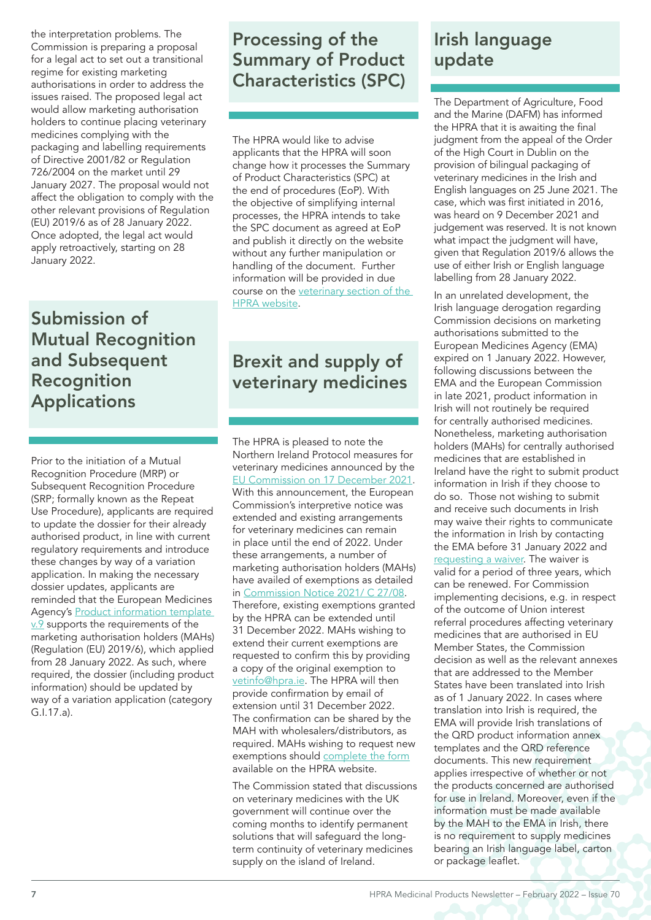the interpretation problems. The Commission is preparing a proposal for a legal act to set out a transitional regime for existing marketing authorisations in order to address the issues raised. The proposed legal act would allow marketing authorisation holders to continue placing veterinary medicines complying with the packaging and labelling requirements of Directive 2001/82 or Regulation 726/2004 on the market until 29 January 2027. The proposal would not affect the obligation to comply with the other relevant provisions of Regulation (EU) 2019/6 as of 28 January 2022. Once adopted, the legal act would apply retroactively, starting on 28 January 2022.

## Submission of Mutual Recognition and Subsequent Recognition Applications

Prior to the initiation of a Mutual Recognition Procedure (MRP) or Subsequent Recognition Procedure (SRP; formally known as the Repeat Use Procedure), applicants are required to update the dossier for their already authorised product, in line with current regulatory requirements and introduce these changes by way of a variation application. In making the necessary dossier updates, applicants are reminded that the European Medicines Agency's Product information template v.9 supports the requirements of the marketing authorisation holders (MAHs) (Regulation (EU) 2019/6), which applied from 28 January 2022. As such, where required, the dossier (including product information) should be updated by way of a variation application (category G.I.17.a).

## Processing of the Summary of Product Characteristics (SPC)

The HPRA would like to advise applicants that the HPRA will soon change how it processes the Summary of Product Characteristics (SPC) at the end of procedures (EoP). With the objective of simplifying internal processes, the HPRA intends to take the SPC document as agreed at EoP and publish it directly on the website without any further manipulation or handling of the document. Further information will be provided in due course on the veterinary section of the HPRA website.

## Brexit and supply of veterinary medicines

The HPRA is pleased to note the Northern Ireland Protocol measures for veterinary medicines announced by the EU Commission on 17 December 2021. With this announcement, the European Commission's interpretive notice was extended and existing arrangements for veterinary medicines can remain in place until the end of 2022. Under these arrangements, a number of marketing authorisation holders (MAHs) have availed of exemptions as detailed in Commission Notice 2021/ C 27/08. Therefore, existing exemptions granted by the HPRA can be extended until 31 December 2022. MAHs wishing to extend their current exemptions are requested to confirm this by providing a copy of the original exemption to vetinfo@hpra.ie. The HPRA will then provide confirmation by email of extension until 31 December 2022. The confirmation can be shared by the MAH with wholesalers/distributors, as required. MAHs wishing to request new exemptions should complete the form available on the HPRA website.

The Commission stated that discussions on veterinary medicines with the UK government will continue over the coming months to identify permanent solutions that will safeguard the long-term continuity of veterinary medicines supply on the island of Ireland.

## Irish language update

The Department of Agriculture, Food and the Marine (DAFM) has informed the HPRA that it is awaiting the final judgment from the appeal of the Order of the High Court in Dublin on the provision of bilingual packaging of veterinary medicines in the Irish and English languages on 25 June 2021. The case, which was first initiated in 2016, was heard on 9 December 2021 and judgement was reserved. It is not known what impact the judgment will have, given that Regulation 2019/6 allows the use of either Irish or English language labelling from 28 January 2022.

In an unrelated development, the Irish language derogation regarding Commission decisions on marketing authorisations submitted to the European Medicines Agency (EMA) expired on 1 January 2022. However, following discussions between the EMA and the European Commission in late 2021, product information in Irish will not routinely be required for centrally authorised medicines. Nonetheless, marketing authorisation holders (MAHs) for centrally authorised medicines that are established in Ireland have the right to submit product information in Irish if they choose to do so. Those not wishing to submit and receive such documents in Irish may waive their rights to communicate the information in Irish by contacting the EMA before 31 January 2022 and requesting a waiver. The waiver is valid for a period of three years, which can be renewed. For Commission implementing decisions, e.g. in respect of the outcome of Union interest referral procedures affecting veterinary medicines that are authorised in EU Member States, the Commission decision as well as the relevant annexes that are addressed to the Member States have been translated into Irish as of 1 January 2022. In cases where translation into Irish is required, the EMA will provide Irish translations of the QRD product information annex templates and the QRD reference documents. This new requirement applies irrespective of whether or not the products concerned are authorised for use in Ireland. Moreover, even if the information must be made available by the MAH to the EMA in Irish, there is no requirement to supply medicines bearing an Irish language label, carton or package leaflet.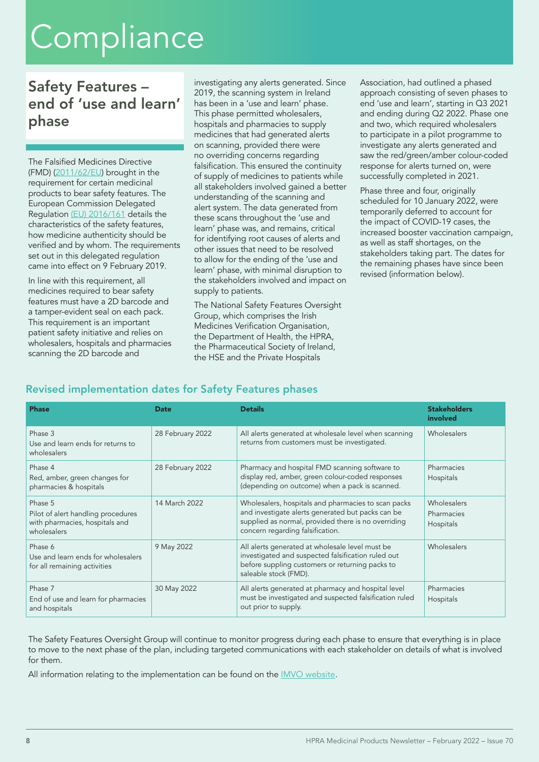# Compliance

## Safety Features – end of 'use and learn' phase

The Falsified Medicines Directive (FMD) (2011/62/EU) brought in the requirement for certain medicinal products to bear safety features. The European Commission Delegated Regulation (EU) 2016/161 details the characteristics of the safety features, how medicine authenticity should be verified and by whom. The requirements set out in this delegated regulation came into effect on 9 February 2019.

In line with this requirement, all medicines required to bear safety features must have a 2D barcode and a tamper-evident seal on each pack. This requirement is an important patient safety initiative and relies on wholesalers, hospitals and pharmacies scanning the 2D barcode and investigating any alerts generated. Since 2019, the scanning system in Ireland has been in a 'use and learn' phase. This phase permitted wholesalers, hospitals and pharmacies to supply medicines that had generated alerts on scanning, provided there were no overriding concerns regarding falsification. This ensured the continuity of supply of medicines to patients while all stakeholders involved gained a better understanding of the scanning and alert system. The data generated from these scans throughout the 'use and learn' phase was, and remains, critical for identifying root causes of alerts and other issues that need to be resolved to allow for the ending of the 'use and learn' phase, with minimal disruption to the stakeholders involved and impact on supply to patients.

The National Safety Features Oversight Group, which comprises the Irish Medicines Verification Organisation, the Department of Health, the HPRA, the Pharmaceutical Society of Ireland, the HSE and the Private Hospitals Association, had outlined a phased approach consisting of seven phases to end 'use and learn', starting in Q3 2021 and ending during Q2 2022. Phase one and two, which required wholesalers to participate in a pilot programme to investigate any alerts generated and saw the red/green/amber colour-coded response for alerts turned on, were successfully completed in 2021.

Phase three and four, originally scheduled for 10 January 2022, were temporarily deferred to account for the impact of COVID-19 cases, the increased booster vaccination campaign, as well as staff shortages, on the stakeholders taking part. The dates for the remaining phases have since been revised (information below).

### Revised implementation dates for Safety Features phases

| Phase | Date | Details | Stakeholders involved |
|---|---|---|---|
| Phase 3<br>Use and learn ends for returns to wholesalers | 28 February 2022 | All alerts generated at wholesale level when scanning returns from customers must be investigated. | Wholesalers |
| Phase 4<br>Red, amber, green changes for pharmacies & hospitals | 28 February 2022 | Pharmacy and hospital FMD scanning software to display red, amber, green colour-coded responses (depending on outcome) when a pack is scanned. | Pharmacies<br>Hospitals |
| Phase 5<br>Pilot of alert handling procedures with pharmacies, hospitals and wholesalers | 14 March 2022 | Wholesalers, hospitals and pharmacies to scan packs and investigate alerts generated but packs can be supplied as normal, provided there is no overriding concern regarding falsification. | Wholesalers<br>Pharmacies<br>Hospitals |
| Phase 6<br>Use and learn ends for wholesalers for all remaining activities | 9 May 2022 | All alerts generated at wholesale level must be investigated and suspected falsification ruled out before suppling customers or returning packs to saleable stock (FMD). | Wholesalers |
| Phase 7<br>End of use and learn for pharmacies and hospitals | 30 May 2022 | All alerts generated at pharmacy and hospital level must be investigated and suspected falsification ruled out prior to supply. | Pharmacies<br>Hospitals |

The Safety Features Oversight Group will continue to monitor progress during each phase to ensure that everything is in place to move to the next phase of the plan, including targeted communications with each stakeholder on details of what is involved for them.

All information relating to the implementation can be found on the IMVO website.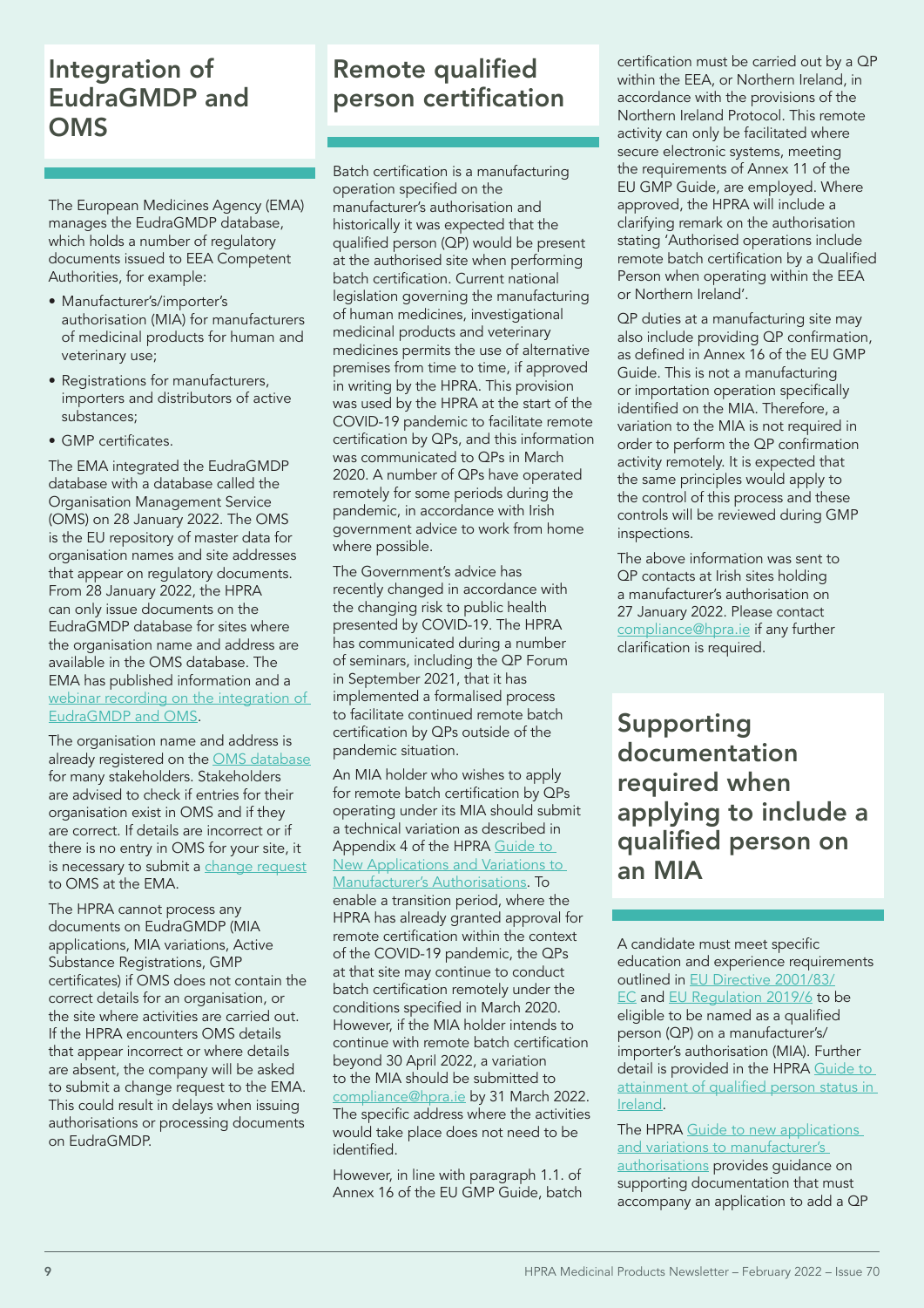## Integration of EudraGMDP and OMS

The European Medicines Agency (EMA) manages the EudraGMDP database, which holds a number of regulatory documents issued to EEA Competent Authorities, for example:

- Manufacturer's/importer's authorisation (MIA) for manufacturers of medicinal products for human and veterinary use;
- Registrations for manufacturers, importers and distributors of active substances;
- GMP certificates.

The EMA integrated the EudraGMDP database with a database called the Organisation Management Service (OMS) on 28 January 2022. The OMS is the EU repository of master data for organisation names and site addresses that appear on regulatory documents. From 28 January 2022, the HPRA can only issue documents on the EudraGMDP database for sites where the organisation name and address are available in the OMS database. The EMA has published information and a webinar recording on the integration of EudraGMDP and OMS.

The organisation name and address is already registered on the OMS database for many stakeholders. Stakeholders are advised to check if entries for their organisation exist in OMS and if they are correct. If details are incorrect or if there is no entry in OMS for your site, it is necessary to submit a change request to OMS at the EMA.

The HPRA cannot process any documents on EudraGMDP (MIA applications, MIA variations, Active Substance Registrations, GMP certificates) if OMS does not contain the correct details for an organisation, or the site where activities are carried out. If the HPRA encounters OMS details that appear incorrect or where details are absent, the company will be asked to submit a change request to the EMA. This could result in delays when issuing authorisations or processing documents on EudraGMDP.

## Remote qualified person certification

Batch certification is a manufacturing operation specified on the manufacturer's authorisation and historically it was expected that the qualified person (QP) would be present at the authorised site when performing batch certification. Current national legislation governing the manufacturing of human medicines, investigational medicinal products and veterinary medicines permits the use of alternative premises from time to time, if approved in writing by the HPRA. This provision was used by the HPRA at the start of the COVID-19 pandemic to facilitate remote certification by QPs, and this information was communicated to QPs in March 2020. A number of QPs have operated remotely for some periods during the pandemic, in accordance with Irish government advice to work from home where possible.

The Government's advice has recently changed in accordance with the changing risk to public health presented by COVID-19. The HPRA has communicated during a number of seminars, including the QP Forum in September 2021, that it has implemented a formalised process to facilitate continued remote batch certification by QPs outside of the pandemic situation.

An MIA holder who wishes to apply for remote batch certification by QPs operating under its MIA should submit a technical variation as described in Appendix 4 of the HPRA Guide to New Applications and Variations to Manufacturer's Authorisations. To enable a transition period, where the HPRA has already granted approval for remote certification within the context of the COVID-19 pandemic, the QPs at that site may continue to conduct batch certification remotely under the conditions specified in March 2020. However, if the MIA holder intends to continue with remote batch certification beyond 30 April 2022, a variation to the MIA should be submitted to compliance@hpra.ie by 31 March 2022. The specific address where the activities would take place does not need to be identified.

However, in line with paragraph 1.1. of Annex 16 of the EU GMP Guide, batch certification must be carried out by a QP within the EEA, or Northern Ireland, in accordance with the provisions of the Northern Ireland Protocol. This remote activity can only be facilitated where secure electronic systems, meeting the requirements of Annex 11 of the EU GMP Guide, are employed. Where approved, the HPRA will include a clarifying remark on the authorisation stating 'Authorised operations include remote batch certification by a Qualified Person when operating within the EEA or Northern Ireland'.

QP duties at a manufacturing site may also include providing QP confirmation, as defined in Annex 16 of the EU GMP Guide. This is not a manufacturing or importation operation specifically identified on the MIA. Therefore, a variation to the MIA is not required in order to perform the QP confirmation activity remotely. It is expected that the same principles would apply to the control of this process and these controls will be reviewed during GMP inspections.

The above information was sent to QP contacts at Irish sites holding a manufacturer's authorisation on 27 January 2022. Please contact compliance@hpra.ie if any further clarification is required.

## Supporting documentation required when applying to include a qualified person on an MIA

A candidate must meet specific education and experience requirements outlined in EU Directive 2001/83/EC and EU Regulation 2019/6 to be eligible to be named as a qualified person (QP) on a manufacturer's/importer's authorisation (MIA). Further detail is provided in the HPRA Guide to attainment of qualified person status in Ireland.

The HPRA Guide to new applications and variations to manufacturer's authorisations provides guidance on supporting documentation that must accompany an application to add a QP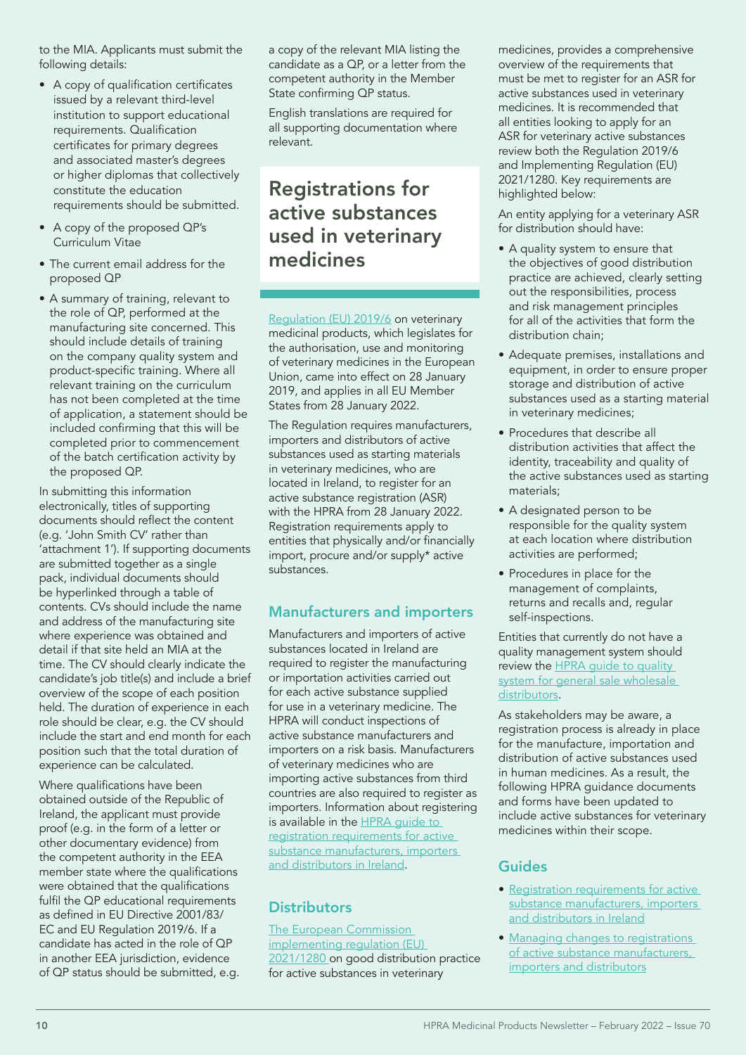to the MIA. Applicants must submit the following details:

- A copy of qualification certificates issued by a relevant third-level institution to support educational requirements. Qualification certificates for primary degrees and associated master's degrees or higher diplomas that collectively constitute the education requirements should be submitted.
- A copy of the proposed QP's Curriculum Vitae
- The current email address for the proposed QP
- A summary of training, relevant to the role of QP, performed at the manufacturing site concerned. This should include details of training on the company quality system and product-specific training. Where all relevant training on the curriculum has not been completed at the time of application, a statement should be included confirming that this will be completed prior to commencement of the batch certification activity by the proposed QP.

In submitting this information electronically, titles of supporting documents should reflect the content (e.g. 'John Smith CV' rather than 'attachment 1'). If supporting documents are submitted together as a single pack, individual documents should be hyperlinked through a table of contents. CVs should include the name and address of the manufacturing site where experience was obtained and detail if that site held an MIA at the time. The CV should clearly indicate the candidate's job title(s) and include a brief overview of the scope of each position held. The duration of experience in each role should be clear, e.g. the CV should include the start and end month for each position such that the total duration of experience can be calculated.

Where qualifications have been obtained outside of the Republic of Ireland, the applicant must provide proof (e.g. in the form of a letter or other documentary evidence) from the competent authority in the EEA member state where the qualifications were obtained that the qualifications fulfil the QP educational requirements as defined in EU Directive 2001/83/EC and EU Regulation 2019/6. If a candidate has acted in the role of QP in another EEA jurisdiction, evidence of QP status should be submitted, e.g. a copy of the relevant MIA listing the candidate as a QP, or a letter from the competent authority in the Member State confirming QP status.

English translations are required for all supporting documentation where relevant.

# Registrations for active substances used in veterinary medicines

Regulation (EU) 2019/6 on veterinary medicinal products, which legislates for the authorisation, use and monitoring of veterinary medicines in the European Union, came into effect on 28 January 2019, and applies in all EU Member States from 28 January 2022.

The Regulation requires manufacturers, importers and distributors of active substances used as starting materials in veterinary medicines, who are located in Ireland, to register for an active substance registration (ASR) with the HPRA from 28 January 2022. Registration requirements apply to entities that physically and/or financially import, procure and/or supply* active substances.

## Manufacturers and importers

Manufacturers and importers of active substances located in Ireland are required to register the manufacturing or importation activities carried out for each active substance supplied for use in a veterinary medicine. The HPRA will conduct inspections of active substance manufacturers and importers on a risk basis. Manufacturers of veterinary medicines who are importing active substances from third countries are also required to register as importers. Information about registering is available in the HPRA guide to registration requirements for active substance manufacturers, importers and distributors in Ireland.

## Distributors

The European Commission implementing regulation (EU) 2021/1280 on good distribution practice for active substances in veterinary medicines, provides a comprehensive overview of the requirements that must be met to register for an ASR for active substances used in veterinary medicines. It is recommended that all entities looking to apply for an ASR for veterinary active substances review both the Regulation 2019/6 and Implementing Regulation (EU) 2021/1280. Key requirements are highlighted below:

An entity applying for a veterinary ASR for distribution should have:

- A quality system to ensure that the objectives of good distribution practice are achieved, clearly setting out the responsibilities, process and risk management principles for all of the activities that form the distribution chain;
- Adequate premises, installations and equipment, in order to ensure proper storage and distribution of active substances used as a starting material in veterinary medicines;
- Procedures that describe all distribution activities that affect the identity, traceability and quality of the active substances used as starting materials;
- A designated person to be responsible for the quality system at each location where distribution activities are performed;
- Procedures in place for the management of complaints, returns and recalls and, regular self-inspections.

Entities that currently do not have a quality management system should review the HPRA guide to quality system for general sale wholesale distributors.

As stakeholders may be aware, a registration process is already in place for the manufacture, importation and distribution of active substances used in human medicines. As a result, the following HPRA guidance documents and forms have been updated to include active substances for veterinary medicines within their scope.

## Guides

- Registration requirements for active substance manufacturers, importers and distributors in Ireland
- Managing changes to registrations of active substance manufacturers, importers and distributors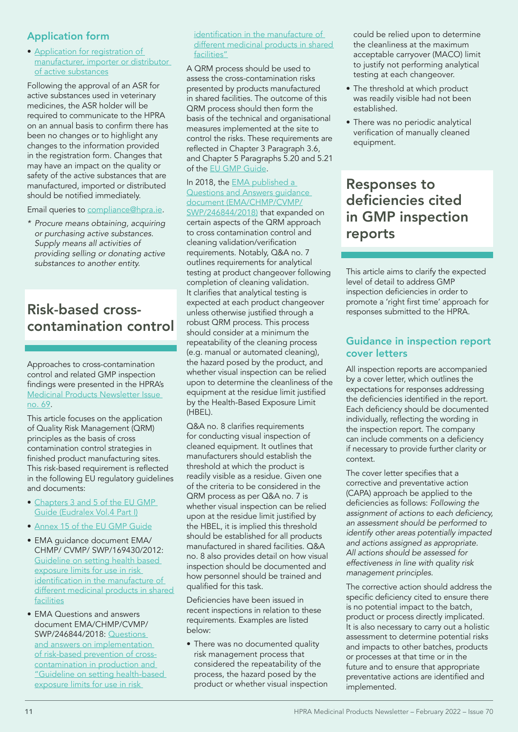## Application form

- Application for registration of manufacturer, importer or distributor of active substances

Following the approval of an ASR for active substances used in veterinary medicines, the ASR holder will be required to communicate to the HPRA on an annual basis to confirm there has been no changes or to highlight any changes to the information provided in the registration form. Changes that may have an impact on the quality or safety of the active substances that are manufactured, imported or distributed should be notified immediately.

Email queries to compliance@hpra.ie.

*\* Procure means obtaining, acquiring or purchasing active substances. Supply means all activities of providing selling or donating active substances to another entity.*

# Risk-based cross-contamination control

Approaches to cross-contamination control and related GMP inspection findings were presented in the HPRA's Medicinal Products Newsletter Issue no. 69.

This article focuses on the application of Quality Risk Management (QRM) principles as the basis of cross contamination control strategies in finished product manufacturing sites. This risk-based requirement is reflected in the following EU regulatory guidelines and documents:

- Chapters 3 and 5 of the EU GMP Guide (Eudralex Vol.4 Part I)
- Annex 15 of the EU GMP Guide
- EMA guidance document EMA/ CHMP/ CVMP/ SWP/169430/2012: Guideline on setting health based exposure limits for use in risk identification in the manufacture of different medicinal products in shared facilities
- EMA Questions and answers document EMA/CHMP/CVMP/ SWP/246844/2018: Questions and answers on implementation of risk-based prevention of cross-contamination in production and "Guideline on setting health-based exposure limits for use in risk identification in the manufacture of different medicinal products in shared facilities"

A QRM process should be used to assess the cross-contamination risks presented by products manufactured in shared facilities. The outcome of this QRM process should then form the basis of the technical and organisational measures implemented at the site to control the risks. These requirements are reflected in Chapter 3 Paragraph 3.6, and Chapter 5 Paragraphs 5.20 and 5.21 of the EU GMP Guide.

In 2018, the EMA published a Questions and Answers guidance document (EMA/CHMP/CVMP/ SWP/246844/2018) that expanded on certain aspects of the QRM approach to cross contamination control and cleaning validation/verification requirements. Notably, Q&A no. 7 outlines requirements for analytical testing at product changeover following completion of cleaning validation. It clarifies that analytical testing is expected at each product changeover unless otherwise justified through a robust QRM process. This process should consider at a minimum the repeatability of the cleaning process (e.g. manual or automated cleaning), the hazard posed by the product, and whether visual inspection can be relied upon to determine the cleanliness of the equipment at the residue limit justified by the Health-Based Exposure Limit (HBEL).

Q&A no. 8 clarifies requirements for conducting visual inspection of cleaned equipment. It outlines that manufacturers should establish the threshold at which the product is readily visible as a residue. Given one of the criteria to be considered in the QRM process as per Q&A no. 7 is whether visual inspection can be relied upon at the residue limit justified by the HBEL, it is implied this threshold should be established for all products manufactured in shared facilities. Q&A no. 8 also provides detail on how visual inspection should be documented and how personnel should be trained and qualified for this task.

Deficiencies have been issued in recent inspections in relation to these requirements. Examples are listed below:

- There was no documented quality risk management process that considered the repeatability of the process, the hazard posed by the product or whether visual inspection could be relied upon to determine the cleanliness at the maximum acceptable carryover (MACO) limit to justify not performing analytical testing at each changeover.
- The threshold at which product was readily visible had not been established.
- There was no periodic analytical verification of manually cleaned equipment.

# Responses to deficiencies cited in GMP inspection reports

This article aims to clarify the expected level of detail to address GMP inspection deficiencies in order to promote a 'right first time' approach for responses submitted to the HPRA.

## Guidance in inspection report cover letters

All inspection reports are accompanied by a cover letter, which outlines the expectations for responses addressing the deficiencies identified in the report. Each deficiency should be documented individually, reflecting the wording in the inspection report. The company can include comments on a deficiency if necessary to provide further clarity or context.

The cover letter specifies that a corrective and preventative action (CAPA) approach be applied to the deficiencies as follows: *Following the assignment of actions to each deficiency, an assessment should be performed to identify other areas potentially impacted and actions assigned as appropriate. All actions should be assessed for effectiveness in line with quality risk management principles.*

The corrective action should address the specific deficiency cited to ensure there is no potential impact to the batch, product or process directly implicated. It is also necessary to carry out a holistic assessment to determine potential risks and impacts to other batches, products or processes at that time or in the future and to ensure that appropriate preventative actions are identified and implemented.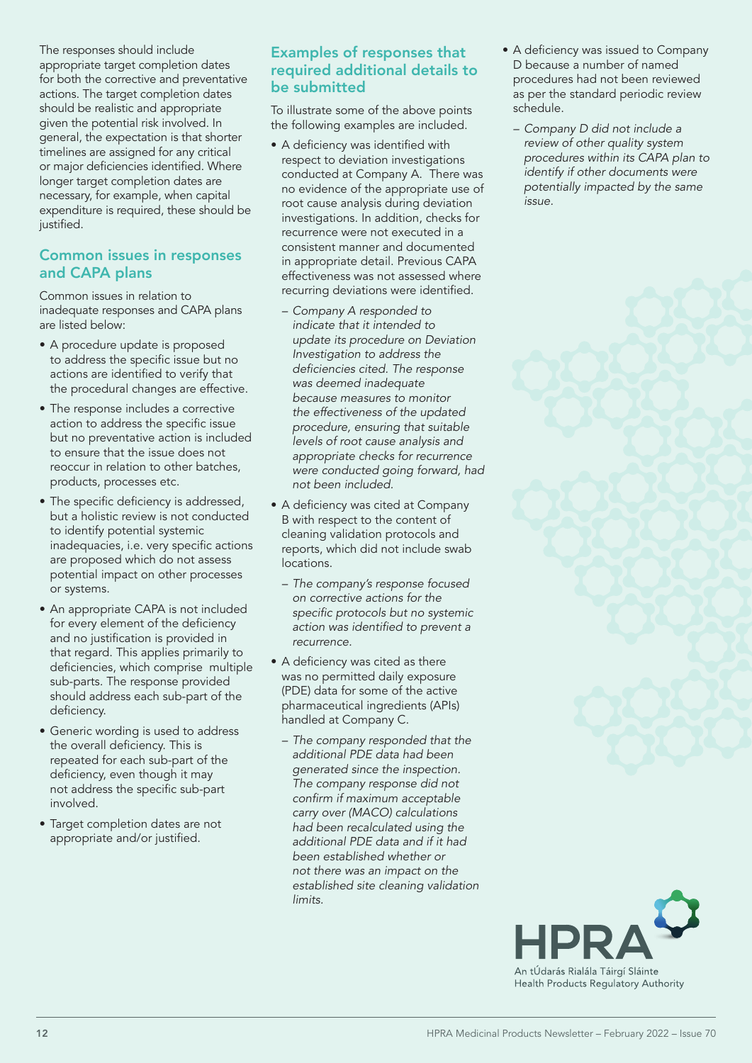The responses should include appropriate target completion dates for both the corrective and preventative actions. The target completion dates should be realistic and appropriate given the potential risk involved. In general, the expectation is that shorter timelines are assigned for any critical or major deficiencies identified. Where longer target completion dates are necessary, for example, when capital expenditure is required, these should be justified.

## Common issues in responses and CAPA plans

Common issues in relation to inadequate responses and CAPA plans are listed below:

- A procedure update is proposed to address the specific issue but no actions are identified to verify that the procedural changes are effective.
- The response includes a corrective action to address the specific issue but no preventative action is included to ensure that the issue does not reoccur in relation to other batches, products, processes etc.
- The specific deficiency is addressed, but a holistic review is not conducted to identify potential systemic inadequacies, i.e. very specific actions are proposed which do not assess potential impact on other processes or systems.
- An appropriate CAPA is not included for every element of the deficiency and no justification is provided in that regard. This applies primarily to deficiencies, which comprise multiple sub-parts. The response provided should address each sub-part of the deficiency.
- Generic wording is used to address the overall deficiency. This is repeated for each sub-part of the deficiency, even though it may not address the specific sub-part involved.
- Target completion dates are not appropriate and/or justified.

## Examples of responses that required additional details to be submitted

To illustrate some of the above points the following examples are included.

- A deficiency was identified with respect to deviation investigations conducted at Company A. There was no evidence of the appropriate use of root cause analysis during deviation investigations. In addition, checks for recurrence were not executed in a consistent manner and documented in appropriate detail. Previous CAPA effectiveness was not assessed where recurring deviations were identified.
  - *Company A responded to indicate that it intended to update its procedure on Deviation Investigation to address the deficiencies cited. The response was deemed inadequate because measures to monitor the effectiveness of the updated procedure, ensuring that suitable levels of root cause analysis and appropriate checks for recurrence were conducted going forward, had not been included.*
- A deficiency was cited at Company B with respect to the content of cleaning validation protocols and reports, which did not include swab locations.
  - *The company's response focused on corrective actions for the specific protocols but no systemic action was identified to prevent a recurrence.*
- A deficiency was cited as there was no permitted daily exposure (PDE) data for some of the active pharmaceutical ingredients (APIs) handled at Company C.
  - *The company responded that the additional PDE data had been generated since the inspection. The company response did not confirm if maximum acceptable carry over (MACO) calculations had been recalculated using the additional PDE data and if it had been established whether or not there was an impact on the established site cleaning validation limits.*
- A deficiency was issued to Company D because a number of named procedures had not been reviewed as per the standard periodic review schedule.
  - *Company D did not include a review of other quality system procedures within its CAPA plan to identify if other documents were potentially impacted by the same issue.*

HPRA
An tÚdarás Rialála Táirgí Sláinte
Health Products Regulatory Authority